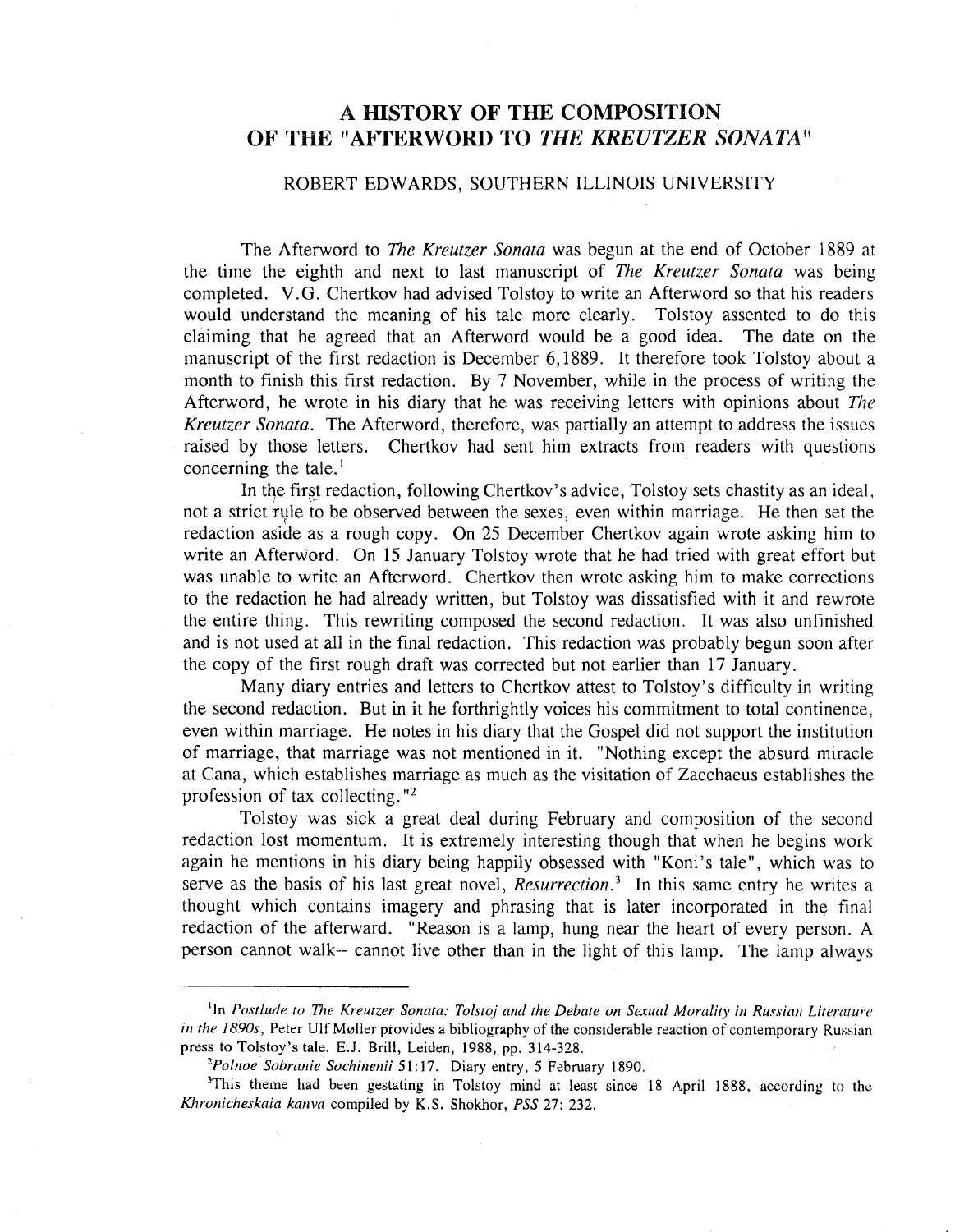# A HISTORY OF THE COMPOSITION OF THE "AFTERWORD TO *THE KREUTZER SONATA*"

ROBERT EDWARDS, SOUTHERN ILLINOIS UNIVERSITY

The Afterword to *The Kreutzer Sonata* was begun at the end of October 1889 at the time the eighth and next to last manuscript of *The Kreutzer Sonata* was being completed. V.G. Chertkov had advised Tolstoy to write an Afterword so that his readers would understand the meaning of his tale more clearly. Tolstoy assented to do this claiming that he agreed that an Afterword would be a good idea. The date on the manuscript of the first redaction is December 6,1889. It therefore took Tolstoy about a month to finish this first redaction. By 7 November, while in the process of writing the Afterword, he wrote in his diary that he was receiving letters with opinions about *The Kreutzer Sonata*. The Afterword, therefore, was partially an attempt to address the issues raised by those letters. Chertkov had sent him extracts from readers with questions concerning the tale.[1]

In the first redaction, following Chertkov's advice, Tolstoy sets chastity as an ideal, not a strict rule to be observed between the sexes, even within marriage. He then set the redaction aside as a rough copy. On 25 December Chertkov again wrote asking him to write an Afterword. On 15 January Tolstoy wrote that he had tried with great effort but was unable to write an Afterword. Chertkov then wrote asking him to make corrections to the redaction he had already written, but Tolstoy was dissatisfied with it and rewrote the entire thing. This rewriting composed the second redaction. It was also unfinished and is not used at all in the final redaction. This redaction was probably begun soon after the copy of the first rough draft was corrected but not earlier than 17 January.

Many diary entries and letters to Chertkov attest to Tolstoy's difficulty in writing the second redaction. But in it he forthrightly voices his commitment to total continence, even within marriage. He notes in his diary that the Gospel did not support the institution of marriage, that marriage was not mentioned in it. "Nothing except the absurd miracle at Cana, which establishes marriage as much as the visitation of Zacchaeus establishes the profession of tax collecting."[2]

Tolstoy was sick a great deal during February and composition of the second redaction lost momentum. It is extremely interesting though that when he begins work again he mentions in his diary being happily obsessed with "Koni's tale", which was to serve as the basis of his last great novel, *Resurrection*.[3] In this same entry he writes a thought which contains imagery and phrasing that is later incorporated in the final redaction of the afterward. "Reason is a lamp, hung near the heart of every person. A person cannot walk-- cannot live other than in the light of this lamp. The lamp always

---

[1]In *Postlude to The Kreutzer Sonata: Tolstoj and the Debate on Sexual Morality in Russian Literature in the 1890s*, Peter Ulf Møller provides a bibliography of the considerable reaction of contemporary Russian press to Tolstoy's tale. E.J. Brill, Leiden, 1988, pp. 314-328.

[2]*Polnoe Sobranie Sochinenii* 51:17. Diary entry, 5 February 1890.

[3]This theme had been gestating in Tolstoy mind at least since 18 April 1888, according to the *Khronicheskaia kanva* compiled by K.S. Shokhor, *PSS* 27: 232.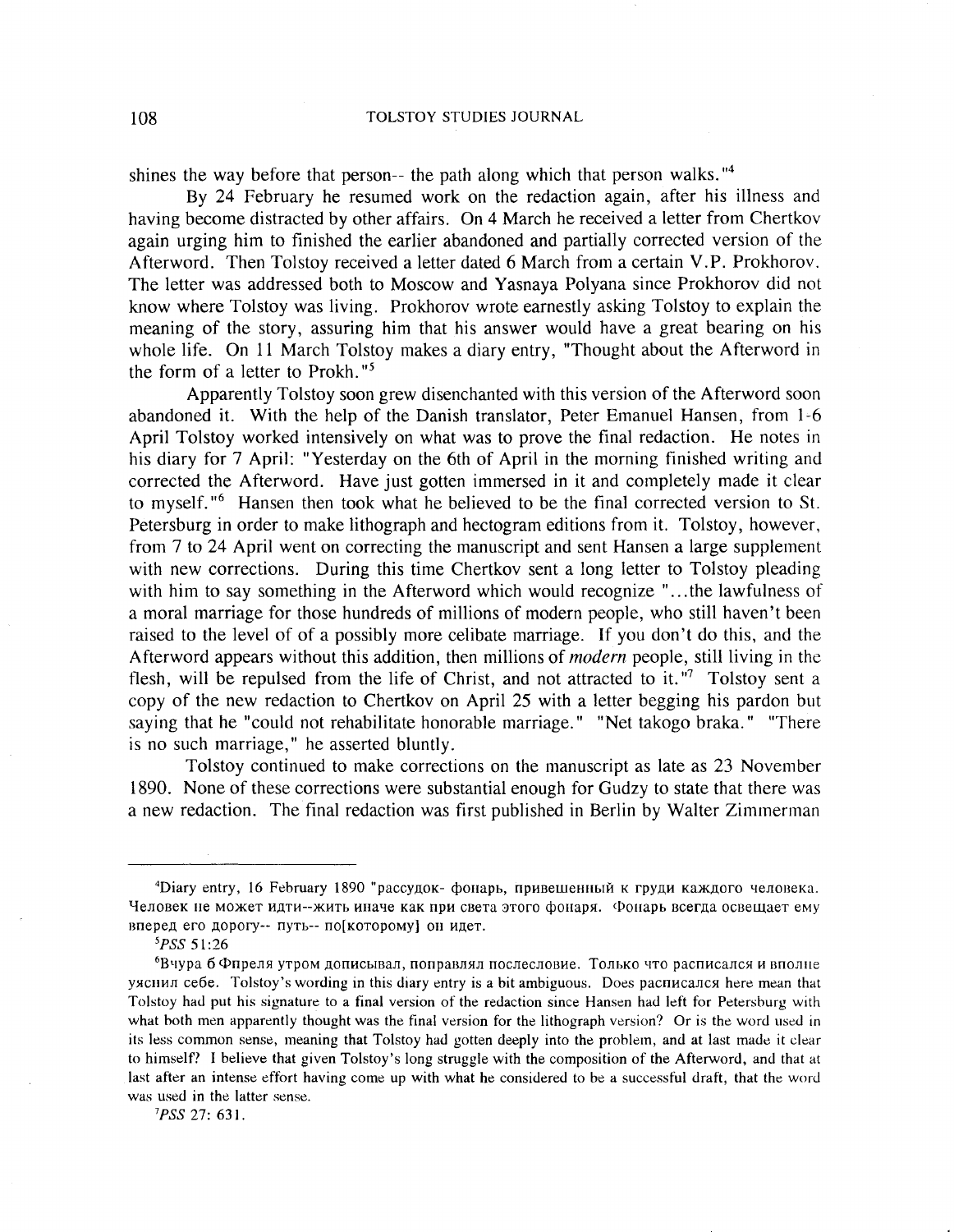shines the way before that person-- the path along which that person walks."[4]

By 24 February he resumed work on the redaction again, after his illness and having become distracted by other affairs. On 4 March he received a letter from Chertkov again urging him to finished the earlier abandoned and partially corrected version of the Afterword. Then Tolstoy received a letter dated 6 March from a certain V.P. Prokhorov. The letter was addressed both to Moscow and Yasnaya Polyana since Prokhorov did not know where Tolstoy was living. Prokhorov wrote earnestly asking Tolstoy to explain the meaning of the story, assuring him that his answer would have a great bearing on his whole life. On 11 March Tolstoy makes a diary entry, "Thought about the Afterword in the form of a letter to Prokh."[5]

Apparently Tolstoy soon grew disenchanted with this version of the Afterword soon abandoned it. With the help of the Danish translator, Peter Emanuel Hansen, from 1-6 April Tolstoy worked intensively on what was to prove the final redaction. He notes in his diary for 7 April: "Yesterday on the 6th of April in the morning finished writing and corrected the Afterword. Have just gotten immersed in it and completely made it clear to myself."[6] Hansen then took what he believed to be the final corrected version to St. Petersburg in order to make lithograph and hectogram editions from it. Tolstoy, however, from 7 to 24 April went on correcting the manuscript and sent Hansen a large supplement with new corrections. During this time Chertkov sent a long letter to Tolstoy pleading with him to say something in the Afterword which would recognize "...the lawfulness of a moral marriage for those hundreds of millions of modern people, who still haven't been raised to the level of of a possibly more celibate marriage. If you don't do this, and the Afterword appears without this addition, then millions of *modern* people, still living in the flesh, will be repulsed from the life of Christ, and not attracted to it."[7] Tolstoy sent a copy of the new redaction to Chertkov on April 25 with a letter begging his pardon but saying that he "could not rehabilitate honorable marriage." "Net takogo braka." "There is no such marriage," he asserted bluntly.

Tolstoy continued to make corrections on the manuscript as late as 23 November 1890. None of these corrections were substantial enough for Gudzy to state that there was a new redaction. The final redaction was first published in Berlin by Walter Zimmerman

---

[4]Diary entry, 16 February 1890 "рассудок- фонарь, привешенный к груди каждого человека. Человек не может идти--жить иначе как при света этого фонаря. ‹Фонарь всегда освещает ему вперед его дорогу-- путь-- по[которому] он идет.

[5]*PSS* 51:26

[6]Вчура 6 Фпреля утром дописывал, поправлял послесловие. Только что расписался и вполне уяснил себе. Tolstoy's wording in this diary entry is a bit ambiguous. Does расписался here mean that Tolstoy had put his signature to a final version of the redaction since Hansen had left for Petersburg with what both men apparently thought was the final version for the lithograph version? Or is the word used in its less common sense, meaning that Tolstoy had gotten deeply into the problem, and at last made it clear to himself? I believe that given Tolstoy's long struggle with the composition of the Afterword, and that at last after an intense effort having come up with what he considered to be a successful draft, that the word was used in the latter sense.

[7]*PSS* 27: 631.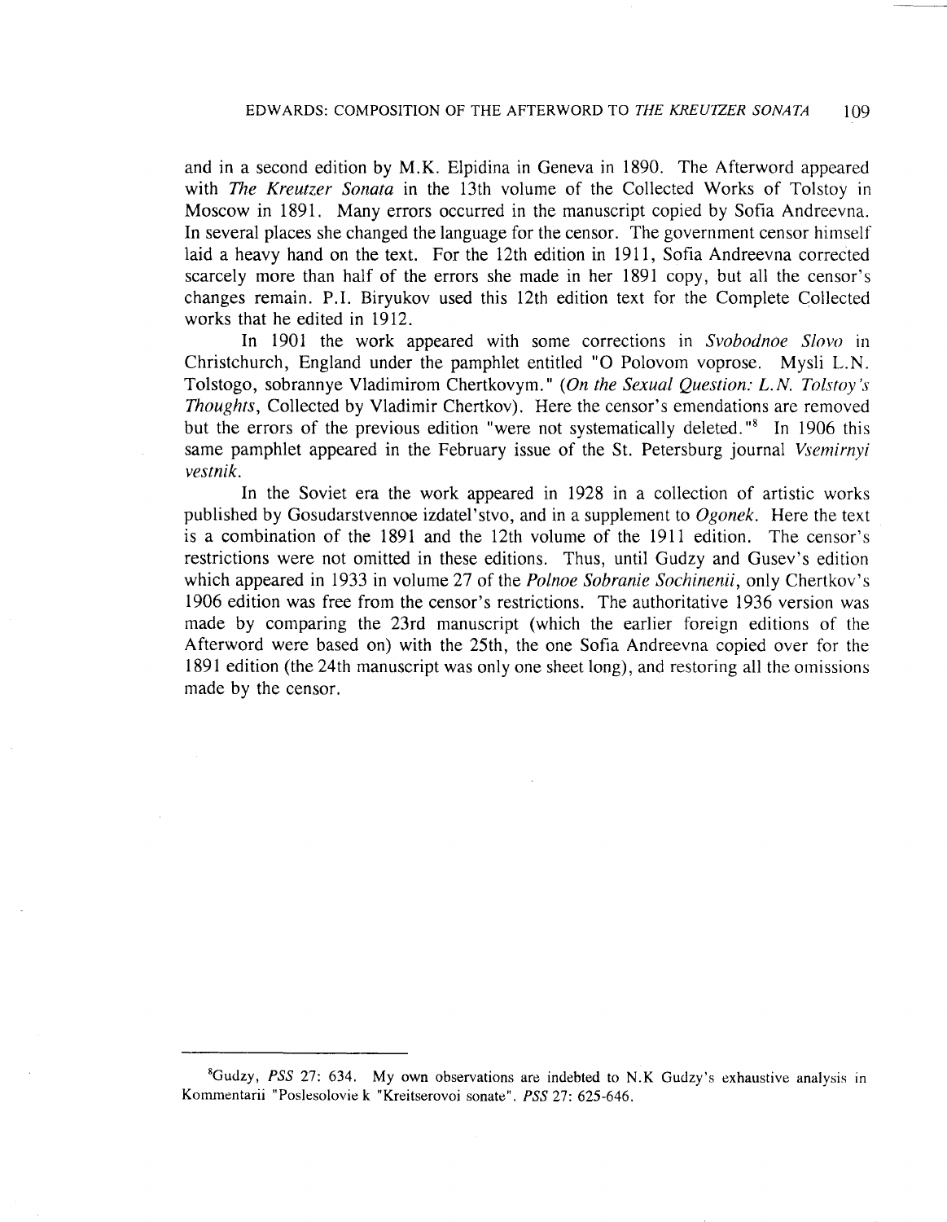and in a second edition by M.K. Elpidina in Geneva in 1890. The Afterword appeared with *The Kreutzer Sonata* in the 13th volume of the Collected Works of Tolstoy in Moscow in 1891. Many errors occurred in the manuscript copied by Sofia Andreevna. In several places she changed the language for the censor. The government censor himself laid a heavy hand on the text. For the 12th edition in 1911, Sofia Andreevna corrected scarcely more than half of the errors she made in her 1891 copy, but all the censor's changes remain. P.I. Biryukov used this 12th edition text for the Complete Collected works that he edited in 1912.

In 1901 the work appeared with some corrections in *Svobodnoe Slovo* in Christchurch, England under the pamphlet entitled "O Polovom voprose. Mysli L.N. Tolstogo, sobrannye Vladimirom Chertkovym." (*On the Sexual Question: L.N. Tolstoy's Thoughts*, Collected by Vladimir Chertkov). Here the censor's emendations are removed but the errors of the previous edition "were not systematically deleted."[8] In 1906 this same pamphlet appeared in the February issue of the St. Petersburg journal *Vsemirnyi vestnik*.

In the Soviet era the work appeared in 1928 in a collection of artistic works published by Gosudarstvennoe izdatel'stvo, and in a supplement to *Ogonek*. Here the text is a combination of the 1891 and the 12th volume of the 1911 edition. The censor's restrictions were not omitted in these editions. Thus, until Gudzy and Gusev's edition which appeared in 1933 in volume 27 of the *Polnoe Sobranie Sochinenii*, only Chertkov's 1906 edition was free from the censor's restrictions. The authoritative 1936 version was made by comparing the 23rd manuscript (which the earlier foreign editions of the Afterword were based on) with the 25th, the one Sofia Andreevna copied over for the 1891 edition (the 24th manuscript was only one sheet long), and restoring all the omissions made by the censor.

---

[8]Gudzy, *PSS* 27: 634. My own observations are indebted to N.K Gudzy's exhaustive analysis in Kommentarii "Poslesolovie k "Kreitserovoi sonate". *PSS* 27: 625-646.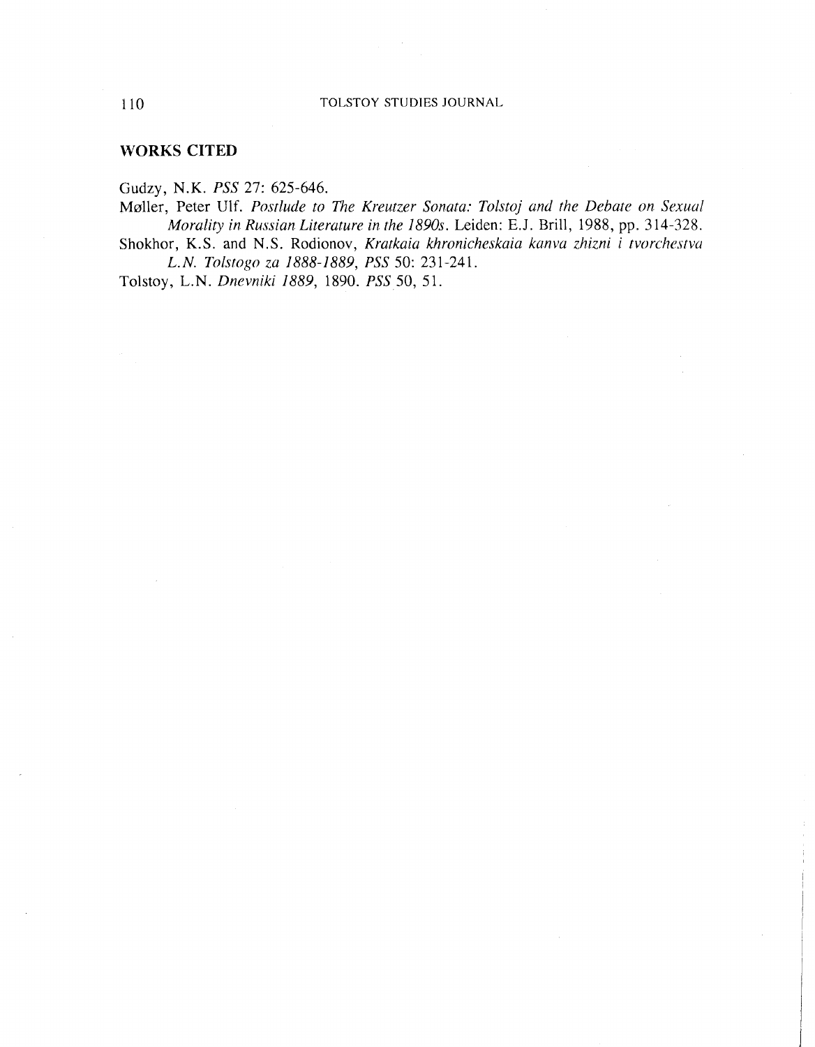## WORKS CITED

Gudzy, N.K. *PSS* 27: 625-646.

Møller, Peter Ulf. *Postlude to The Kreutzer Sonata: Tolstoj and the Debate on Sexual Morality in Russian Literature in the 1890s*. Leiden: E.J. Brill, 1988, pp. 314-328.

Shokhor, K.S. and N.S. Rodionov, *Kratkaia khronicheskaia kanva zhizni i tvorchestva L.N. Tolstogo za 1888-1889*, *PSS* 50: 231-241.

Tolstoy, L.N. *Dnevniki 1889*, 1890. *PSS* 50, 51.